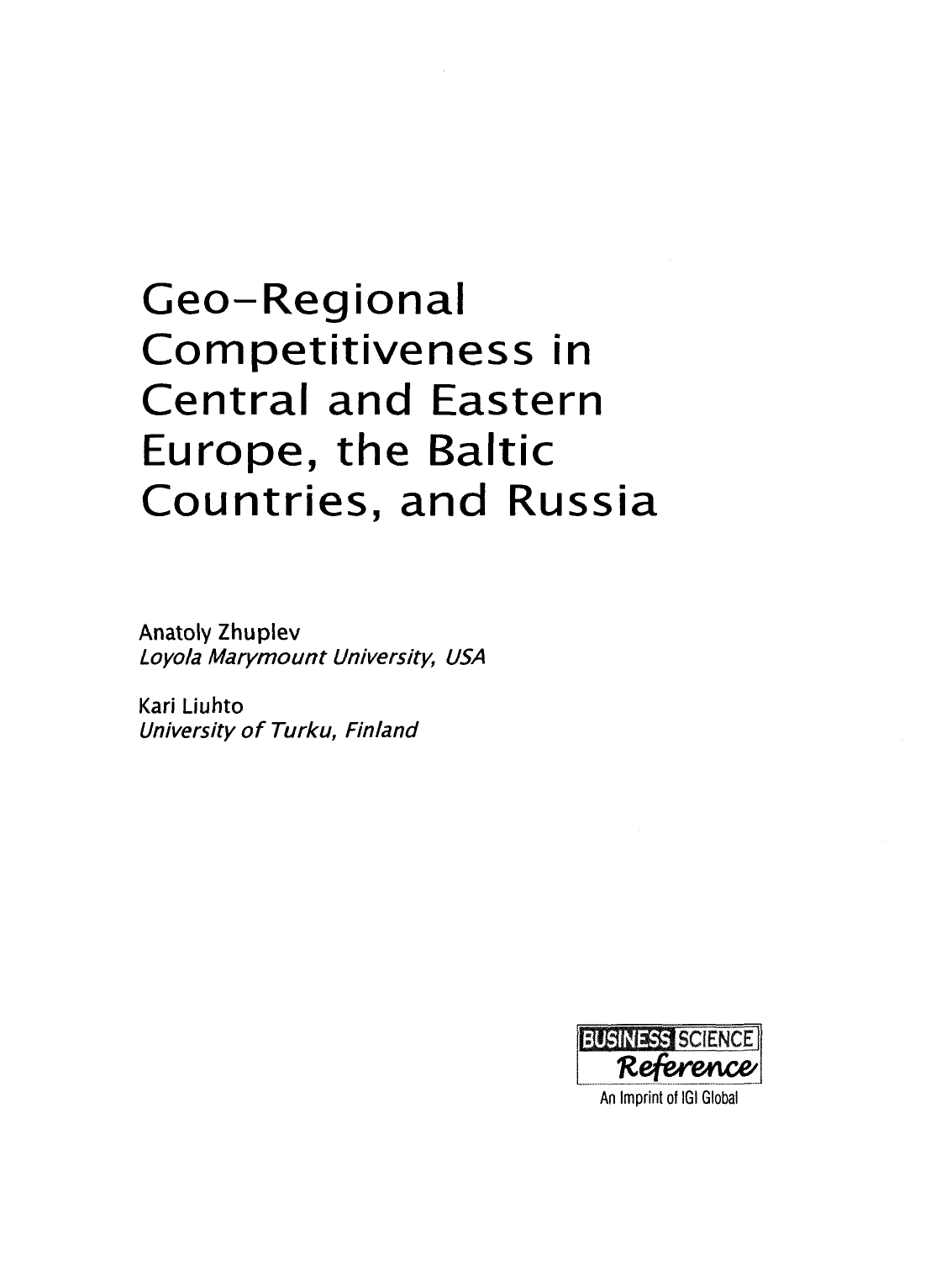# Geo-Regional Competitiveness in Central and Eastern Europe, the Baltic Countries, and Russia

Anatoly Zhuplev
*Loyola Marymount University, USA*

Kari Liuhto
*University of Turku, Finland*

BUSINESS SCIENCE
*Reference*
An Imprint of IGI Global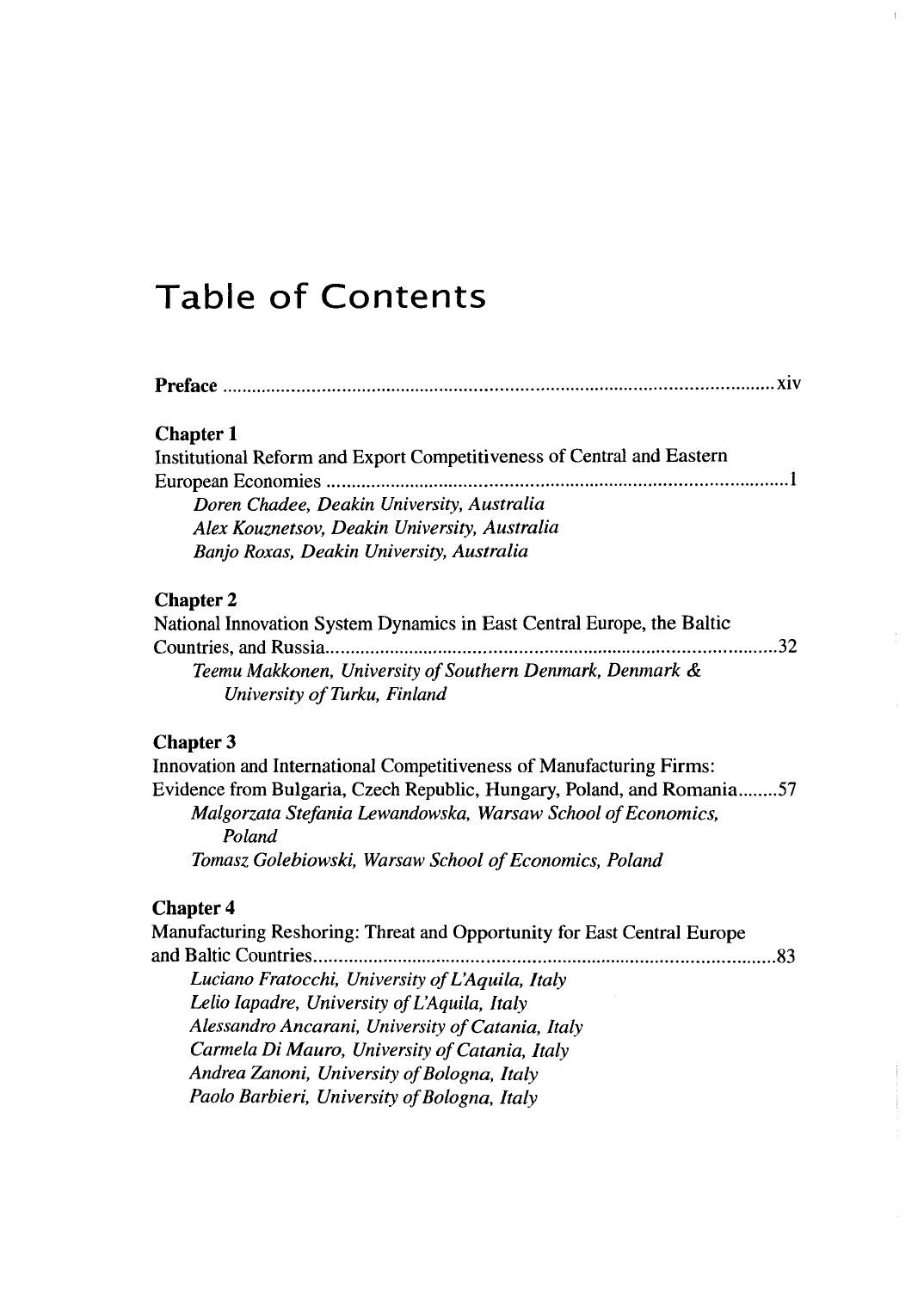# Table of Contents

**Preface** ................................................................................................................ xiv

**Chapter 1**
Institutional Reform and Export Competitiveness of Central and Eastern European Economies ............................................................................................ 1
*Doren Chadee, Deakin University, Australia*
*Alex Kouznetsov, Deakin University, Australia*
*Banjo Roxas, Deakin University, Australia*

**Chapter 2**
National Innovation System Dynamics in East Central Europe, the Baltic Countries, and Russia.......................................................................................... 32
*Teemu Makkonen, University of Southern Denmark, Denmark & University of Turku, Finland*

**Chapter 3**
Innovation and International Competitiveness of Manufacturing Firms: Evidence from Bulgaria, Czech Republic, Hungary, Poland, and Romania........ 57
*Malgorzata Stefania Lewandowska, Warsaw School of Economics, Poland*
*Tomasz Golebiowski, Warsaw School of Economics, Poland*

**Chapter 4**
Manufacturing Reshoring: Threat and Opportunity for East Central Europe and Baltic Countries............................................................................................ 83
*Luciano Fratocchi, University of L'Aquila, Italy*
*Lelio Iapadre, University of L'Aquila, Italy*
*Alessandro Ancarani, University of Catania, Italy*
*Carmela Di Mauro, University of Catania, Italy*
*Andrea Zanoni, University of Bologna, Italy*
*Paolo Barbieri, University of Bologna, Italy*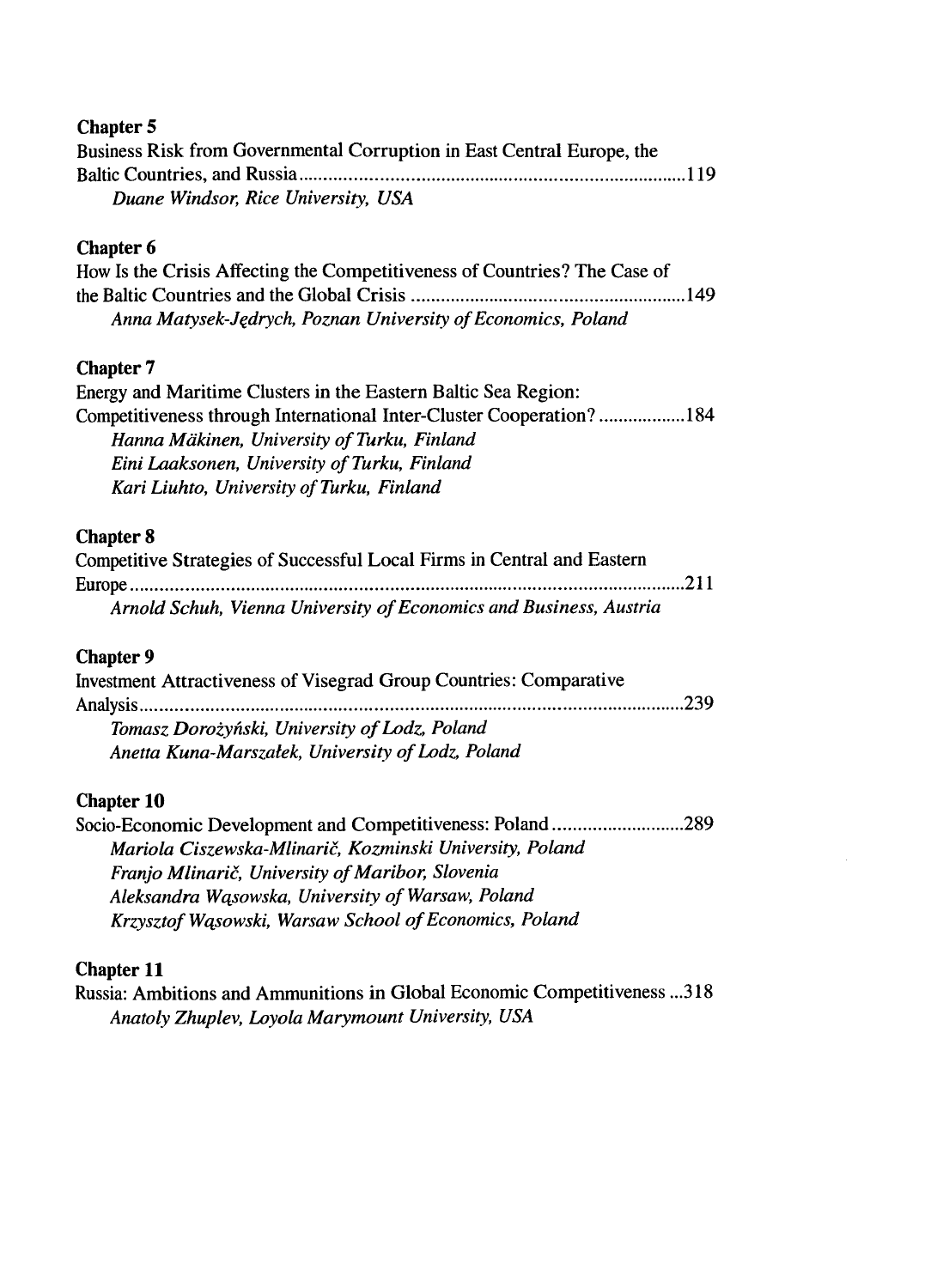**Chapter 5**

Business Risk from Governmental Corruption in East Central Europe, the Baltic Countries, and Russia ............................................................................. 119

*Duane Windsor, Rice University, USA*

**Chapter 6**

How Is the Crisis Affecting the Competitiveness of Countries? The Case of the Baltic Countries and the Global Crisis ........................................................ 149

*Anna Matysek-Jędrych, Poznan University of Economics, Poland*

**Chapter 7**

Energy and Maritime Clusters in the Eastern Baltic Sea Region: Competitiveness through International Inter-Cluster Cooperation? .................. 184

*Hanna Mäkinen, University of Turku, Finland*
*Eini Laaksonen, University of Turku, Finland*
*Kari Liuhto, University of Turku, Finland*

**Chapter 8**

Competitive Strategies of Successful Local Firms in Central and Eastern Europe ............................................................................................................. 211

*Arnold Schuh, Vienna University of Economics and Business, Austria*

**Chapter 9**

Investment Attractiveness of Visegrad Group Countries: Comparative Analysis ............................................................................................................ 239

*Tomasz Dorożyński, University of Lodz, Poland*
*Anetta Kuna-Marszałek, University of Lodz, Poland*

**Chapter 10**

Socio-Economic Development and Competitiveness: Poland ........................... 289

*Mariola Ciszewska-Mlinarič, Kozminski University, Poland*
*Franjo Mlinarič, University of Maribor, Slovenia*
*Aleksandra Wąsowska, University of Warsaw, Poland*
*Krzysztof Wąsowski, Warsaw School of Economics, Poland*

**Chapter 11**

Russia: Ambitions and Ammunitions in Global Economic Competitiveness ... 318

*Anatoly Zhuplev, Loyola Marymount University, USA*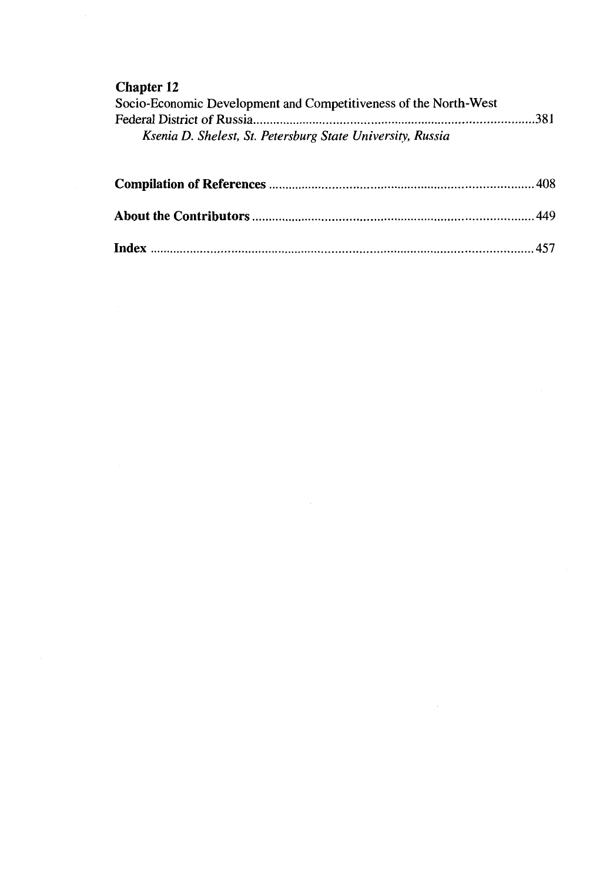**Chapter 12**

Socio-Economic Development and Competitiveness of the North-West Federal District of Russia.......................................................................................381

*Ksenia D. Shelest, St. Petersburg State University, Russia*

**Compilation of References** .............................................................................. 408

**About the Contributors** ................................................................................... 449

**Index** ................................................................................................................. 457